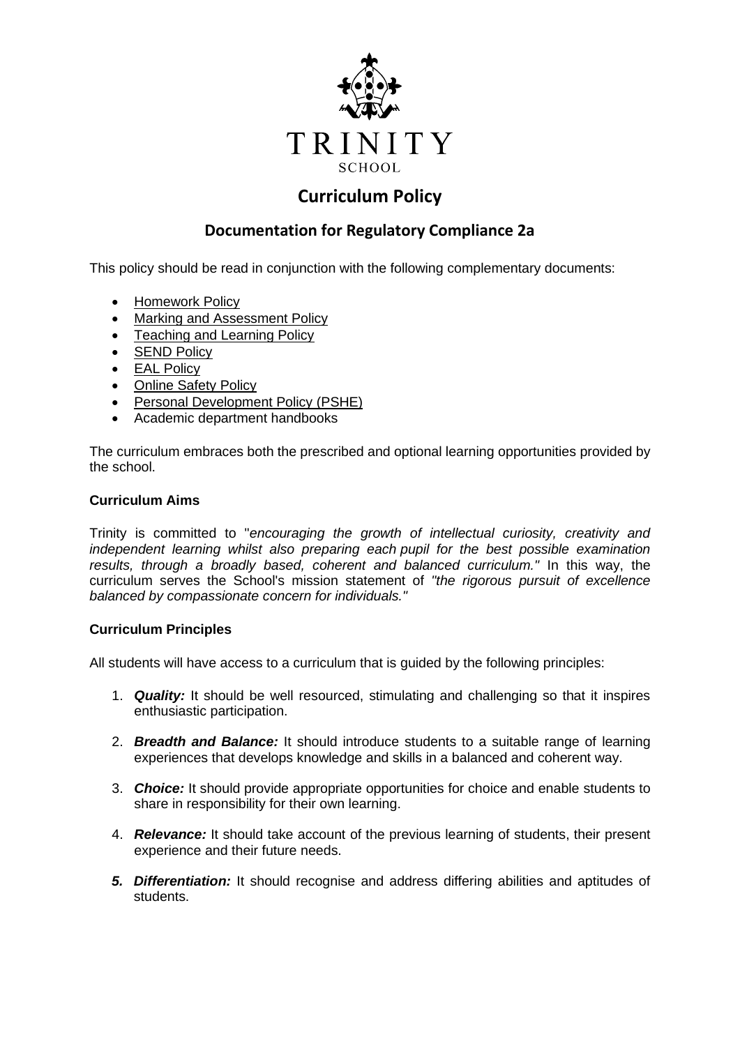TRINITY
SCHOOL

# Curriculum Policy

## Documentation for Regulatory Compliance 2a

This policy should be read in conjunction with the following complementary documents:

- Homework Policy
- Marking and Assessment Policy
- Teaching and Learning Policy
- SEND Policy
- EAL Policy
- Online Safety Policy
- Personal Development Policy (PSHE)
- Academic department handbooks

The curriculum embraces both the prescribed and optional learning opportunities provided by the school.

### Curriculum Aims

Trinity is committed to "*encouraging the growth of intellectual curiosity, creativity and independent learning whilst also preparing each pupil for the best possible examination results, through a broadly based, coherent and balanced curriculum."* In this way, the curriculum serves the School's mission statement of *"the rigorous pursuit of excellence balanced by compassionate concern for individuals."*

### Curriculum Principles

All students will have access to a curriculum that is guided by the following principles:

1. ***Quality:*** It should be well resourced, stimulating and challenging so that it inspires enthusiastic participation.
2. ***Breadth and Balance:*** It should introduce students to a suitable range of learning experiences that develops knowledge and skills in a balanced and coherent way.
3. ***Choice:*** It should provide appropriate opportunities for choice and enable students to share in responsibility for their own learning.
4. ***Relevance:*** It should take account of the previous learning of students, their present experience and their future needs.
5. ***Differentiation:*** It should recognise and address differing abilities and aptitudes of students.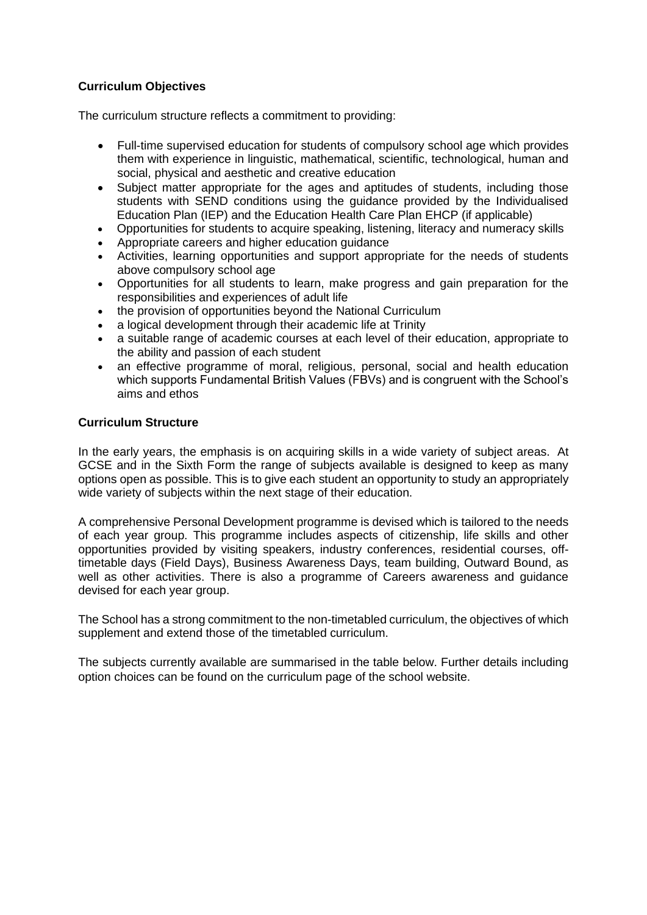**Curriculum Objectives**

The curriculum structure reflects a commitment to providing:

- Full-time supervised education for students of compulsory school age which provides them with experience in linguistic, mathematical, scientific, technological, human and social, physical and aesthetic and creative education
- Subject matter appropriate for the ages and aptitudes of students, including those students with SEND conditions using the guidance provided by the Individualised Education Plan (IEP) and the Education Health Care Plan EHCP (if applicable)
- Opportunities for students to acquire speaking, listening, literacy and numeracy skills
- Appropriate careers and higher education guidance
- Activities, learning opportunities and support appropriate for the needs of students above compulsory school age
- Opportunities for all students to learn, make progress and gain preparation for the responsibilities and experiences of adult life
- the provision of opportunities beyond the National Curriculum
- a logical development through their academic life at Trinity
- a suitable range of academic courses at each level of their education, appropriate to the ability and passion of each student
- an effective programme of moral, religious, personal, social and health education which supports Fundamental British Values (FBVs) and is congruent with the School's aims and ethos

**Curriculum Structure**

In the early years, the emphasis is on acquiring skills in a wide variety of subject areas. At GCSE and in the Sixth Form the range of subjects available is designed to keep as many options open as possible. This is to give each student an opportunity to study an appropriately wide variety of subjects within the next stage of their education.

A comprehensive Personal Development programme is devised which is tailored to the needs of each year group. This programme includes aspects of citizenship, life skills and other opportunities provided by visiting speakers, industry conferences, residential courses, off-timetable days (Field Days), Business Awareness Days, team building, Outward Bound, as well as other activities. There is also a programme of Careers awareness and guidance devised for each year group.

The School has a strong commitment to the non-timetabled curriculum, the objectives of which supplement and extend those of the timetabled curriculum.

The subjects currently available are summarised in the table below. Further details including option choices can be found on the curriculum page of the school website.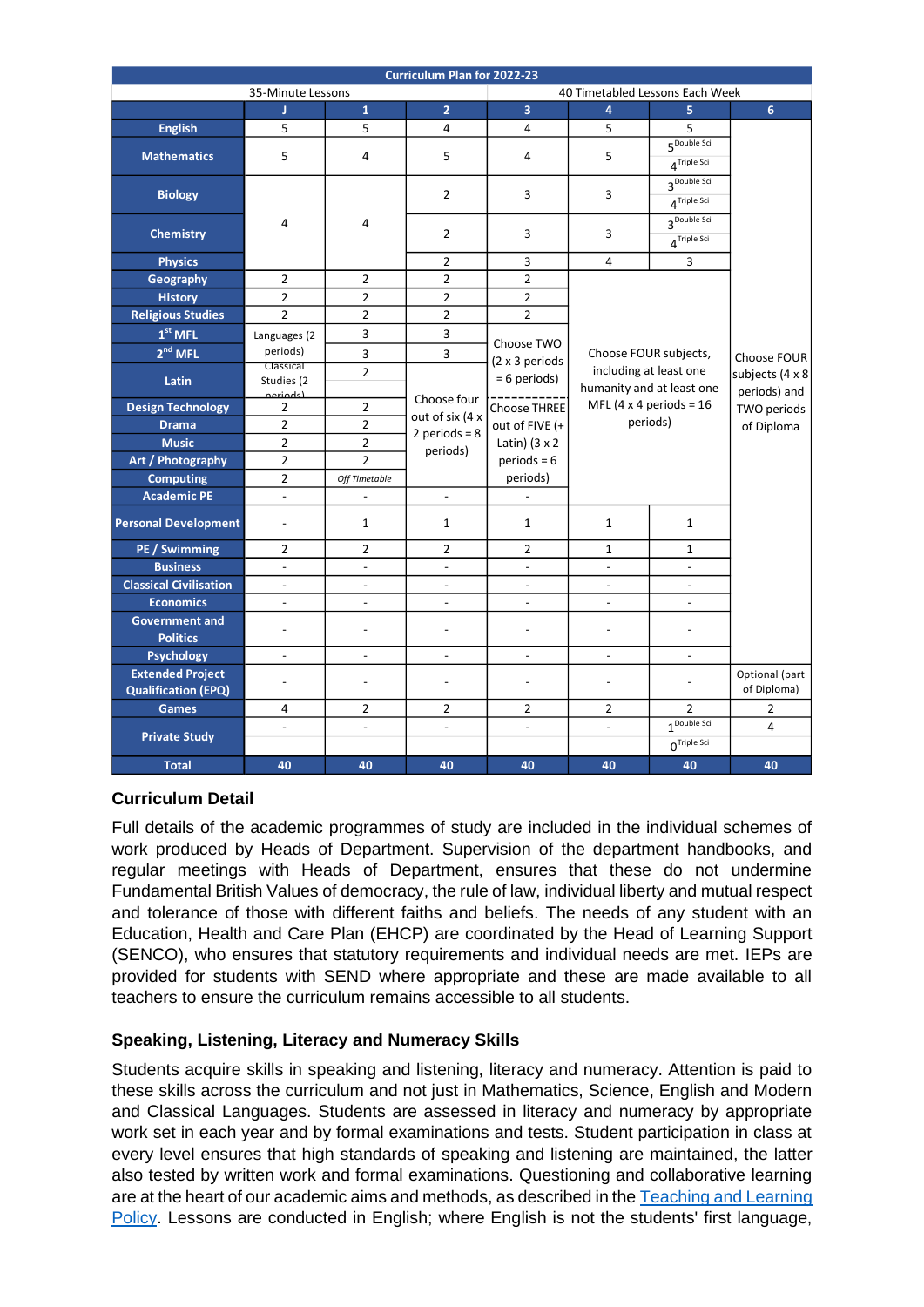| Curriculum Plan for 2022-23 | | | | | | | |
|---|---|---|---|---|---|---|---|
| | 35-Minute Lessons | | 40 Timetabled Lessons Each Week | | | | |
| | J | 1 | 2 | 3 | 4 | 5 | 6 |
| **English** | 5 | 5 | 4 | 4 | 5 | 5 | Choose FOUR subjects (4 x 8 periods) and TWO periods of Diploma |
| **Mathematics** | 5 | 4 | 5 | 4 | 5 | 5 Double Sci / 4 Triple Sci | |
| **Biology** | 4 | 4 | 2 | 3 | 3 | 3 Double Sci / 4 Triple Sci | |
| **Chemistry** | | | 2 | 3 | 3 | 3 Double Sci / 4 Triple Sci | |
| **Physics** | | | 2 | 3 | 4 | 3 | |
| **Geography** | 2 | 2 | 2 | 2 | Choose FOUR subjects, including at least one humanity and at least one MFL (4 x 4 periods = 16 periods) | | |
| **History** | 2 | 2 | 2 | 2 | | | |
| **Religious Studies** | 2 | 2 | 2 | 2 | | | |
| **1st MFL** | Languages (2 periods) | 3 | 3 | Choose TWO (2 x 3 periods = 6 periods) | | | |
| **2nd MFL** | | 3 | 3 | | | | |
| **Latin** | Classical Studies (2 periods) | 2 | Choose four out of six (4 x 2 periods = 8 periods) | | | | |
| **Design Technology** | 2 | 2 | | Choose THREE out of FIVE (+ Latin) (3 x 2 periods = 6 periods) | | | |
| **Drama** | 2 | 2 | | | | | |
| **Music** | 2 | 2 | | | | | |
| **Art / Photography** | 2 | 2 | | | | | |
| **Computing** | 2 | *Off Timetable* | | | | | |
| **Academic PE** | - | - | - | - | | | |
| **Personal Development** | - | 1 | 1 | 1 | 1 | 1 | |
| **PE / Swimming** | 2 | 2 | 2 | 2 | 1 | 1 | |
| **Business** | - | - | - | - | - | - | |
| **Classical Civilisation** | - | - | - | - | - | - | |
| **Economics** | - | - | - | - | - | - | |
| **Government and Politics** | - | - | - | - | - | - | |
| **Psychology** | - | - | - | - | - | - | |
| **Extended Project Qualification (EPQ)** | - | - | - | - | - | - | Optional (part of Diploma) |
| **Games** | 4 | 2 | 2 | 2 | 2 | 2 | 2 |
| **Private Study** | - | - | - | - | - | 1 Double Sci / 0 Triple Sci | 4 |
| **Total** | 40 | 40 | 40 | 40 | 40 | 40 | 40 |

## Curriculum Detail

Full details of the academic programmes of study are included in the individual schemes of work produced by Heads of Department. Supervision of the department handbooks, and regular meetings with Heads of Department, ensures that these do not undermine Fundamental British Values of democracy, the rule of law, individual liberty and mutual respect and tolerance of those with different faiths and beliefs. The needs of any student with an Education, Health and Care Plan (EHCP) are coordinated by the Head of Learning Support (SENCO), who ensures that statutory requirements and individual needs are met. IEPs are provided for students with SEND where appropriate and these are made available to all teachers to ensure the curriculum remains accessible to all students.

## Speaking, Listening, Literacy and Numeracy Skills

Students acquire skills in speaking and listening, literacy and numeracy. Attention is paid to these skills across the curriculum and not just in Mathematics, Science, English and Modern and Classical Languages. Students are assessed in literacy and numeracy by appropriate work set in each year and by formal examinations and tests. Student participation in class at every level ensures that high standards of speaking and listening are maintained, the latter also tested by written work and formal examinations. Questioning and collaborative learning are at the heart of our academic aims and methods, as described in the Teaching and Learning Policy. Lessons are conducted in English; where English is not the students' first language,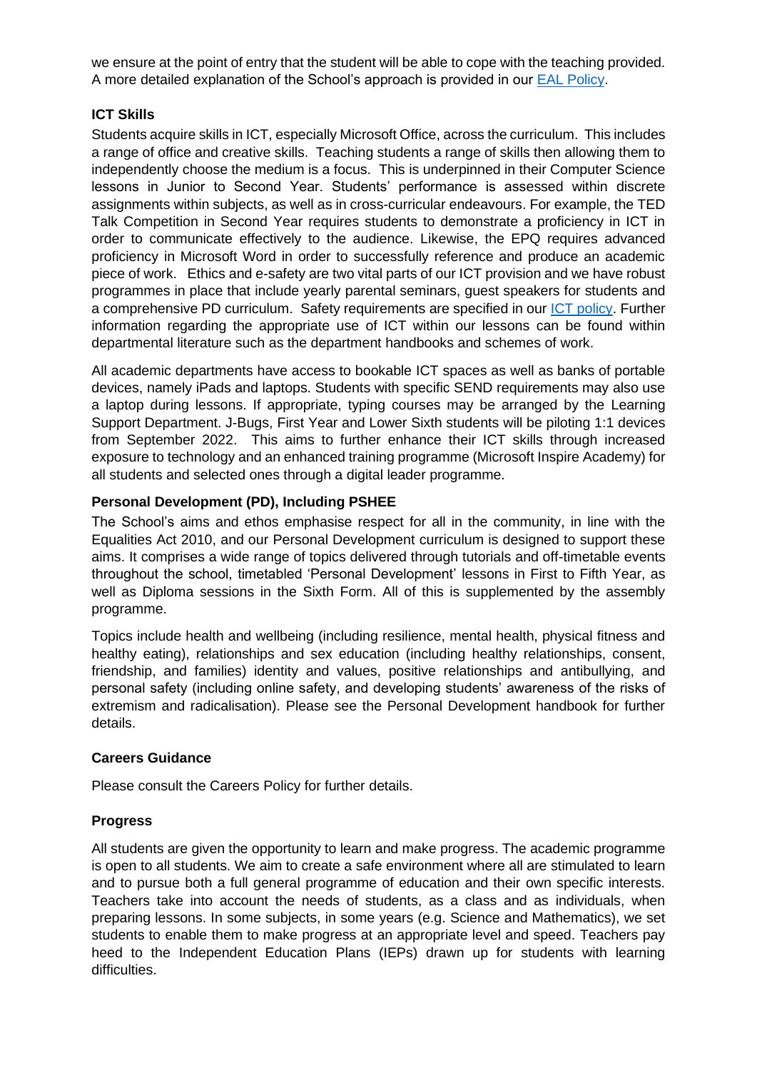we ensure at the point of entry that the student will be able to cope with the teaching provided. A more detailed explanation of the School's approach is provided in our [EAL Policy](#).

**ICT Skills**

Students acquire skills in ICT, especially Microsoft Office, across the curriculum. This includes a range of office and creative skills. Teaching students a range of skills then allowing them to independently choose the medium is a focus. This is underpinned in their Computer Science lessons in Junior to Second Year. Students' performance is assessed within discrete assignments within subjects, as well as in cross-curricular endeavours. For example, the TED Talk Competition in Second Year requires students to demonstrate a proficiency in ICT in order to communicate effectively to the audience. Likewise, the EPQ requires advanced proficiency in Microsoft Word in order to successfully reference and produce an academic piece of work. Ethics and e-safety are two vital parts of our ICT provision and we have robust programmes in place that include yearly parental seminars, guest speakers for students and a comprehensive PD curriculum. Safety requirements are specified in our [ICT policy](#). Further information regarding the appropriate use of ICT within our lessons can be found within departmental literature such as the department handbooks and schemes of work.

All academic departments have access to bookable ICT spaces as well as banks of portable devices, namely iPads and laptops. Students with specific SEND requirements may also use a laptop during lessons. If appropriate, typing courses may be arranged by the Learning Support Department. J-Bugs, First Year and Lower Sixth students will be piloting 1:1 devices from September 2022. This aims to further enhance their ICT skills through increased exposure to technology and an enhanced training programme (Microsoft Inspire Academy) for all students and selected ones through a digital leader programme.

**Personal Development (PD), Including PSHEE**

The School's aims and ethos emphasise respect for all in the community, in line with the Equalities Act 2010, and our Personal Development curriculum is designed to support these aims. It comprises a wide range of topics delivered through tutorials and off-timetable events throughout the school, timetabled 'Personal Development' lessons in First to Fifth Year, as well as Diploma sessions in the Sixth Form. All of this is supplemented by the assembly programme.

Topics include health and wellbeing (including resilience, mental health, physical fitness and healthy eating), relationships and sex education (including healthy relationships, consent, friendship, and families) identity and values, positive relationships and antibullying, and personal safety (including online safety, and developing students' awareness of the risks of extremism and radicalisation). Please see the Personal Development handbook for further details.

**Careers Guidance**

Please consult the Careers Policy for further details.

**Progress**

All students are given the opportunity to learn and make progress. The academic programme is open to all students. We aim to create a safe environment where all are stimulated to learn and to pursue both a full general programme of education and their own specific interests. Teachers take into account the needs of students, as a class and as individuals, when preparing lessons. In some subjects, in some years (e.g. Science and Mathematics), we set students to enable them to make progress at an appropriate level and speed. Teachers pay heed to the Independent Education Plans (IEPs) drawn up for students with learning difficulties.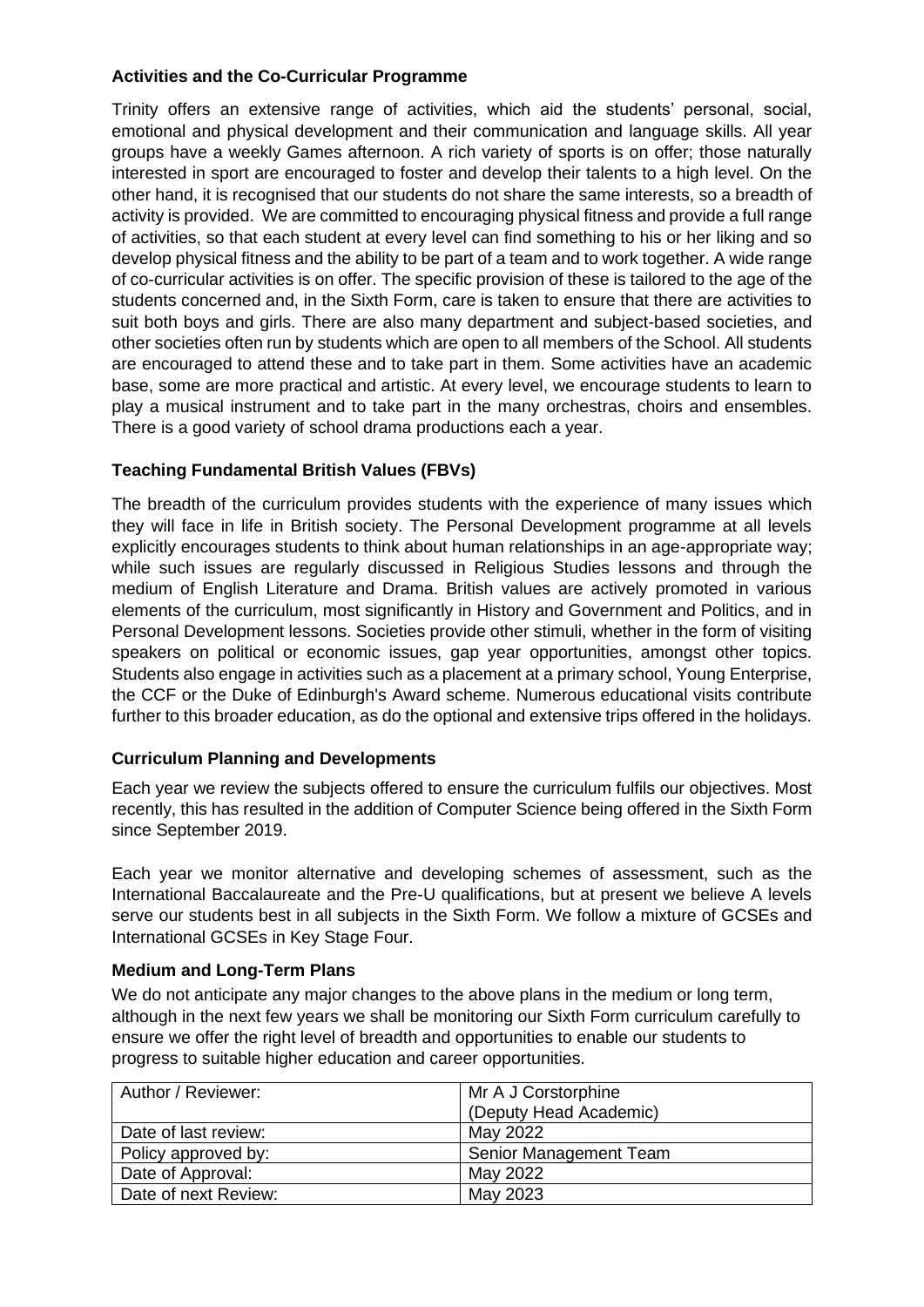### Activities and the Co-Curricular Programme

Trinity offers an extensive range of activities, which aid the students' personal, social, emotional and physical development and their communication and language skills. All year groups have a weekly Games afternoon. A rich variety of sports is on offer; those naturally interested in sport are encouraged to foster and develop their talents to a high level. On the other hand, it is recognised that our students do not share the same interests, so a breadth of activity is provided. We are committed to encouraging physical fitness and provide a full range of activities, so that each student at every level can find something to his or her liking and so develop physical fitness and the ability to be part of a team and to work together. A wide range of co-curricular activities is on offer. The specific provision of these is tailored to the age of the students concerned and, in the Sixth Form, care is taken to ensure that there are activities to suit both boys and girls. There are also many department and subject-based societies, and other societies often run by students which are open to all members of the School. All students are encouraged to attend these and to take part in them. Some activities have an academic base, some are more practical and artistic. At every level, we encourage students to learn to play a musical instrument and to take part in the many orchestras, choirs and ensembles. There is a good variety of school drama productions each a year.

### Teaching Fundamental British Values (FBVs)

The breadth of the curriculum provides students with the experience of many issues which they will face in life in British society. The Personal Development programme at all levels explicitly encourages students to think about human relationships in an age-appropriate way; while such issues are regularly discussed in Religious Studies lessons and through the medium of English Literature and Drama. British values are actively promoted in various elements of the curriculum, most significantly in History and Government and Politics, and in Personal Development lessons. Societies provide other stimuli, whether in the form of visiting speakers on political or economic issues, gap year opportunities, amongst other topics. Students also engage in activities such as a placement at a primary school, Young Enterprise, the CCF or the Duke of Edinburgh's Award scheme. Numerous educational visits contribute further to this broader education, as do the optional and extensive trips offered in the holidays.

### Curriculum Planning and Developments

Each year we review the subjects offered to ensure the curriculum fulfils our objectives. Most recently, this has resulted in the addition of Computer Science being offered in the Sixth Form since September 2019.

Each year we monitor alternative and developing schemes of assessment, such as the International Baccalaureate and the Pre-U qualifications, but at present we believe A levels serve our students best in all subjects in the Sixth Form. We follow a mixture of GCSEs and International GCSEs in Key Stage Four.

### Medium and Long-Term Plans

We do not anticipate any major changes to the above plans in the medium or long term, although in the next few years we shall be monitoring our Sixth Form curriculum carefully to ensure we offer the right level of breadth and opportunities to enable our students to progress to suitable higher education and career opportunities.

| | |
|---|---|
| Author / Reviewer: | Mr A J Corstorphine (Deputy Head Academic) |
| Date of last review: | May 2022 |
| Policy approved by: | Senior Management Team |
| Date of Approval: | May 2022 |
| Date of next Review: | May 2023 |